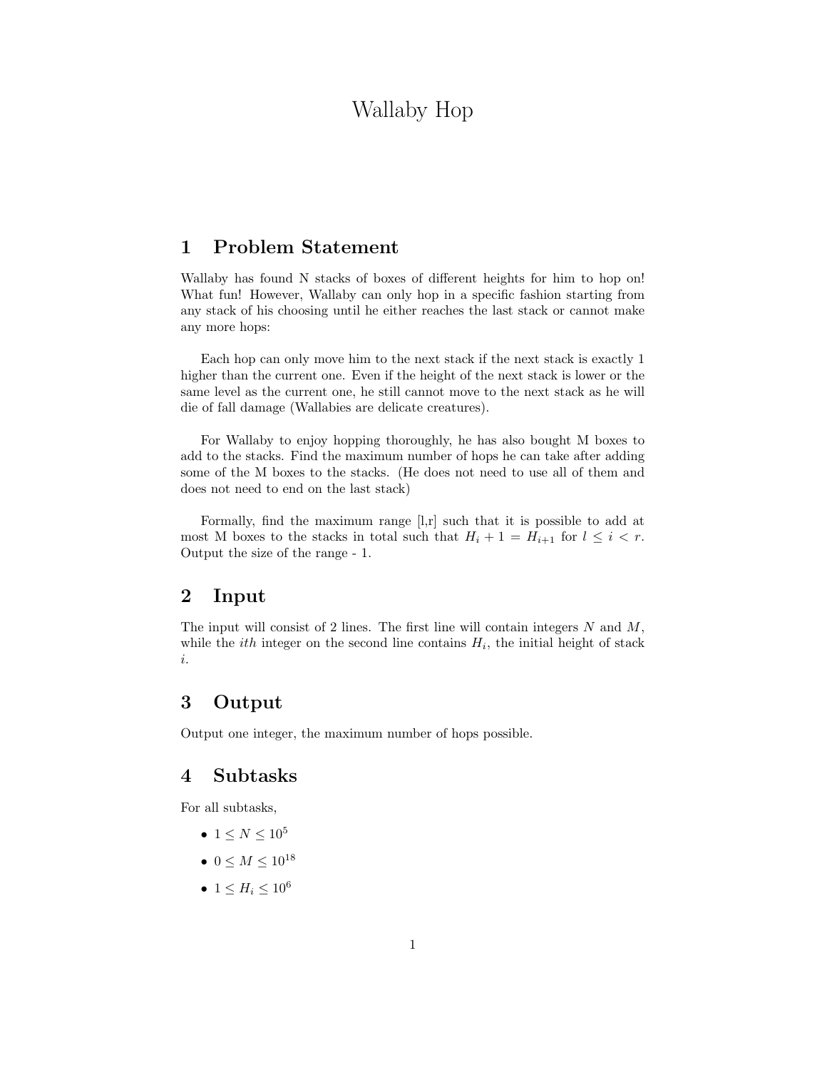# Wallaby Hop

## 1 Problem Statement

Wallaby has found N stacks of boxes of different heights for him to hop on! What fun! However, Wallaby can only hop in a specific fashion starting from any stack of his choosing until he either reaches the last stack or cannot make any more hops:

Each hop can only move him to the next stack if the next stack is exactly 1 higher than the current one. Even if the height of the next stack is lower or the same level as the current one, he still cannot move to the next stack as he will die of fall damage (Wallabies are delicate creatures).

For Wallaby to enjoy hopping thoroughly, he has also bought M boxes to add to the stacks. Find the maximum number of hops he can take after adding some of the M boxes to the stacks. (He does not need to use all of them and does not need to end on the last stack)

Formally, find the maximum range [l,r] such that it is possible to add at most M boxes to the stacks in total such that $H_i + 1 = H_{i+1}$ for $l \leq i < r$. Output the size of the range - 1.

## 2 Input

The input will consist of 2 lines. The first line will contain integers $N$ and $M$, while the $ith$ integer on the second line contains $H_i$, the initial height of stack $i$.

## 3 Output

Output one integer, the maximum number of hops possible.

## 4 Subtasks

For all subtasks,

- $1 \leq N \leq 10^5$
- $0 \leq M \leq 10^{18}$
- $1 \leq H_i \leq 10^6$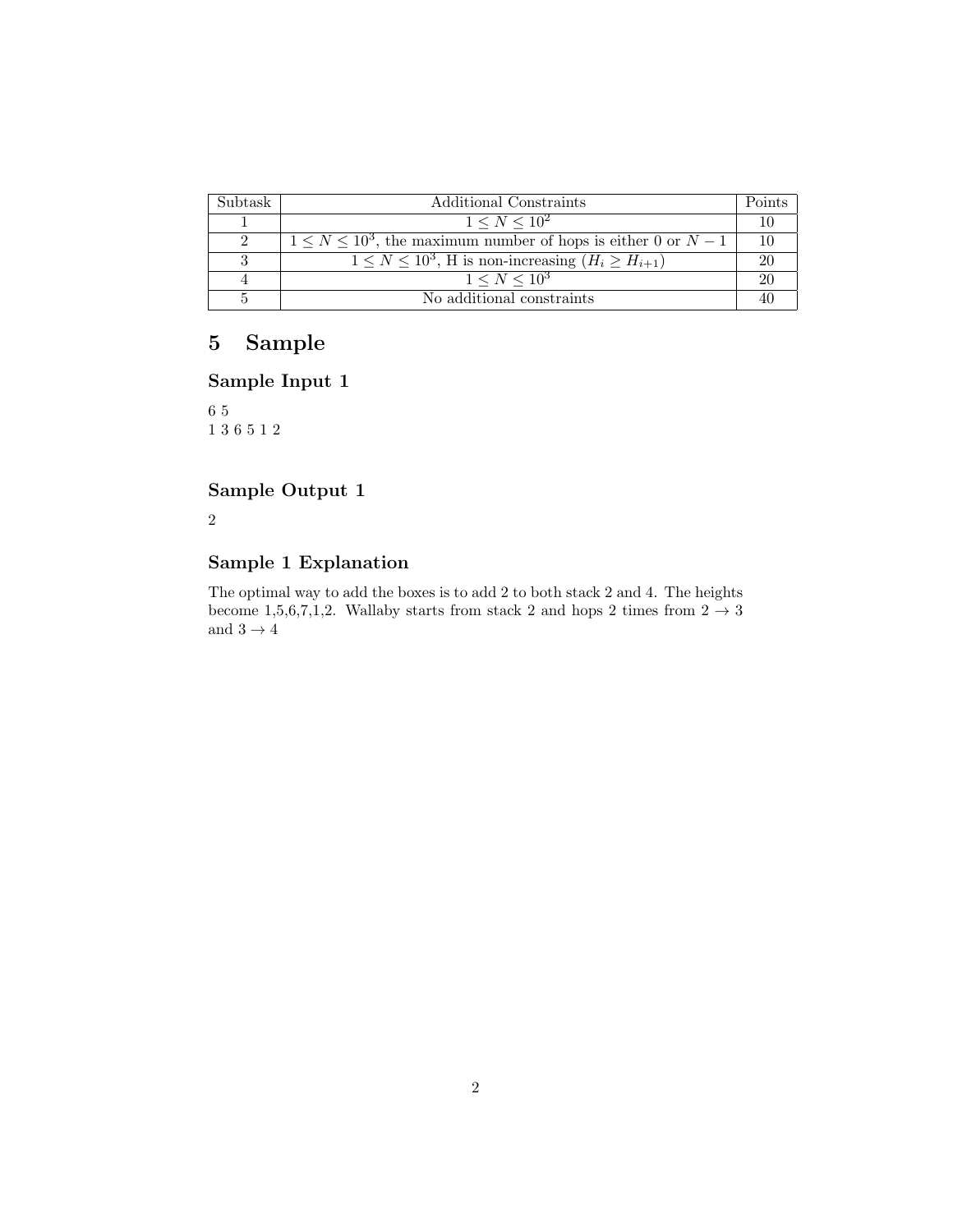| Subtask | Additional Constraints | Points |
| --- | --- | --- |
| 1 | $1 \leq N \leq 10^2$ | 10 |
| 2 | $1 \leq N \leq 10^3$, the maximum number of hops is either 0 or $N-1$ | 10 |
| 3 | $1 \leq N \leq 10^3$, H is non-increasing ($H_i \geq H_{i+1}$) | 20 |
| 4 | $1 \leq N \leq 10^3$ | 20 |
| 5 | No additional constraints | 40 |

# 5 Sample

### Sample Input 1

```
6 5
1 3 6 5 1 2
```

### Sample Output 1

```
2
```

### Sample 1 Explanation

The optimal way to add the boxes is to add 2 to both stack 2 and 4. The heights become 1,5,6,7,1,2. Wallaby starts from stack 2 and hops 2 times from $2 \rightarrow 3$ and $3 \rightarrow 4$